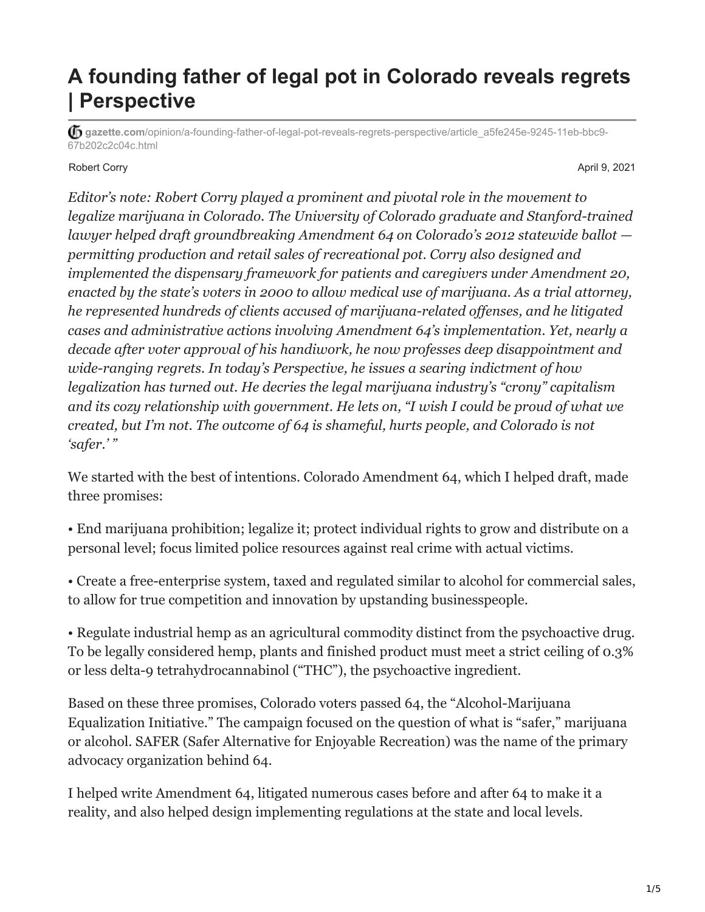# A founding father of legal pot in Colorado reveals regrets | Perspective

gazette.com/opinion/a-founding-father-of-legal-pot-reveals-regrets-perspective/article_a5fe245e-9245-11eb-bbc9-67b202c2c04c.html

Robert Corry

April 9, 2021

*Editor's note: Robert Corry played a prominent and pivotal role in the movement to legalize marijuana in Colorado. The University of Colorado graduate and Stanford-trained lawyer helped draft groundbreaking Amendment 64 on Colorado's 2012 statewide ballot — permitting production and retail sales of recreational pot. Corry also designed and implemented the dispensary framework for patients and caregivers under Amendment 20, enacted by the state's voters in 2000 to allow medical use of marijuana. As a trial attorney, he represented hundreds of clients accused of marijuana-related offenses, and he litigated cases and administrative actions involving Amendment 64's implementation. Yet, nearly a decade after voter approval of his handiwork, he now professes deep disappointment and wide-ranging regrets. In today's Perspective, he issues a searing indictment of how legalization has turned out. He decries the legal marijuana industry's "crony" capitalism and its cozy relationship with government. He lets on, "I wish I could be proud of what we created, but I'm not. The outcome of 64 is shameful, hurts people, and Colorado is not 'safer.' "*

We started with the best of intentions. Colorado Amendment 64, which I helped draft, made three promises:

• End marijuana prohibition; legalize it; protect individual rights to grow and distribute on a personal level; focus limited police resources against real crime with actual victims.

• Create a free-enterprise system, taxed and regulated similar to alcohol for commercial sales, to allow for true competition and innovation by upstanding businesspeople.

• Regulate industrial hemp as an agricultural commodity distinct from the psychoactive drug. To be legally considered hemp, plants and finished product must meet a strict ceiling of 0.3% or less delta-9 tetrahydrocannabinol ("THC"), the psychoactive ingredient.

Based on these three promises, Colorado voters passed 64, the "Alcohol-Marijuana Equalization Initiative." The campaign focused on the question of what is "safer," marijuana or alcohol. SAFER (Safer Alternative for Enjoyable Recreation) was the name of the primary advocacy organization behind 64.

I helped write Amendment 64, litigated numerous cases before and after 64 to make it a reality, and also helped design implementing regulations at the state and local levels.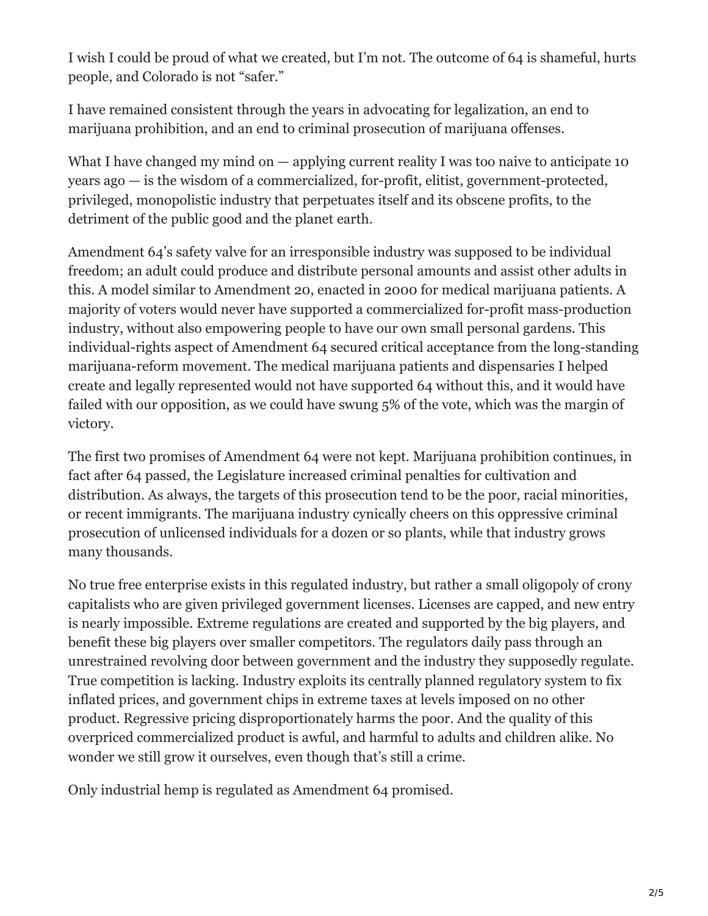I wish I could be proud of what we created, but I'm not. The outcome of 64 is shameful, hurts people, and Colorado is not "safer."

I have remained consistent through the years in advocating for legalization, an end to marijuana prohibition, and an end to criminal prosecution of marijuana offenses.

What I have changed my mind on — applying current reality I was too naive to anticipate 10 years ago — is the wisdom of a commercialized, for-profit, elitist, government-protected, privileged, monopolistic industry that perpetuates itself and its obscene profits, to the detriment of the public good and the planet earth.

Amendment 64's safety valve for an irresponsible industry was supposed to be individual freedom; an adult could produce and distribute personal amounts and assist other adults in this. A model similar to Amendment 20, enacted in 2000 for medical marijuana patients. A majority of voters would never have supported a commercialized for-profit mass-production industry, without also empowering people to have our own small personal gardens. This individual-rights aspect of Amendment 64 secured critical acceptance from the long-standing marijuana-reform movement. The medical marijuana patients and dispensaries I helped create and legally represented would not have supported 64 without this, and it would have failed with our opposition, as we could have swung 5% of the vote, which was the margin of victory.

The first two promises of Amendment 64 were not kept. Marijuana prohibition continues, in fact after 64 passed, the Legislature increased criminal penalties for cultivation and distribution. As always, the targets of this prosecution tend to be the poor, racial minorities, or recent immigrants. The marijuana industry cynically cheers on this oppressive criminal prosecution of unlicensed individuals for a dozen or so plants, while that industry grows many thousands.

No true free enterprise exists in this regulated industry, but rather a small oligopoly of crony capitalists who are given privileged government licenses. Licenses are capped, and new entry is nearly impossible. Extreme regulations are created and supported by the big players, and benefit these big players over smaller competitors. The regulators daily pass through an unrestrained revolving door between government and the industry they supposedly regulate. True competition is lacking. Industry exploits its centrally planned regulatory system to fix inflated prices, and government chips in extreme taxes at levels imposed on no other product. Regressive pricing disproportionately harms the poor. And the quality of this overpriced commercialized product is awful, and harmful to adults and children alike. No wonder we still grow it ourselves, even though that's still a crime.

Only industrial hemp is regulated as Amendment 64 promised.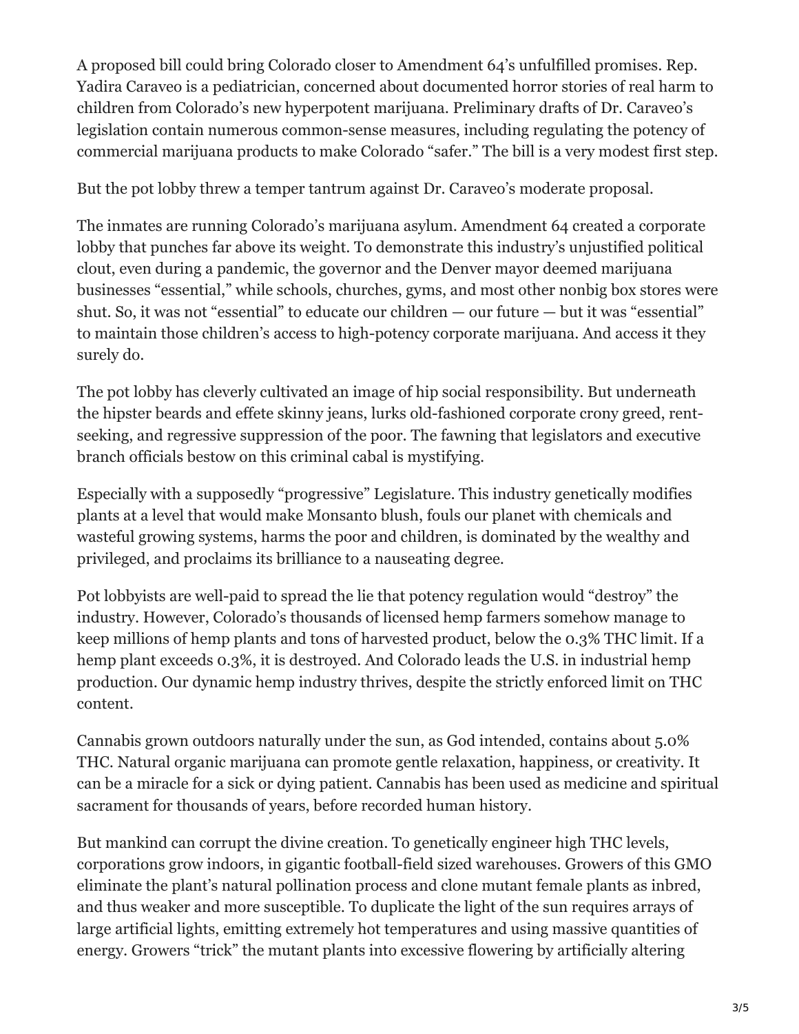A proposed bill could bring Colorado closer to Amendment 64's unfulfilled promises. Rep. Yadira Caraveo is a pediatrician, concerned about documented horror stories of real harm to children from Colorado's new hyperpotent marijuana. Preliminary drafts of Dr. Caraveo's legislation contain numerous common-sense measures, including regulating the potency of commercial marijuana products to make Colorado "safer." The bill is a very modest first step.

But the pot lobby threw a temper tantrum against Dr. Caraveo's moderate proposal.

The inmates are running Colorado's marijuana asylum. Amendment 64 created a corporate lobby that punches far above its weight. To demonstrate this industry's unjustified political clout, even during a pandemic, the governor and the Denver mayor deemed marijuana businesses "essential," while schools, churches, gyms, and most other nonbig box stores were shut. So, it was not "essential" to educate our children — our future — but it was "essential" to maintain those children's access to high-potency corporate marijuana. And access it they surely do.

The pot lobby has cleverly cultivated an image of hip social responsibility. But underneath the hipster beards and effete skinny jeans, lurks old-fashioned corporate crony greed, rent-seeking, and regressive suppression of the poor. The fawning that legislators and executive branch officials bestow on this criminal cabal is mystifying.

Especially with a supposedly "progressive" Legislature. This industry genetically modifies plants at a level that would make Monsanto blush, fouls our planet with chemicals and wasteful growing systems, harms the poor and children, is dominated by the wealthy and privileged, and proclaims its brilliance to a nauseating degree.

Pot lobbyists are well-paid to spread the lie that potency regulation would "destroy" the industry. However, Colorado's thousands of licensed hemp farmers somehow manage to keep millions of hemp plants and tons of harvested product, below the 0.3% THC limit. If a hemp plant exceeds 0.3%, it is destroyed. And Colorado leads the U.S. in industrial hemp production. Our dynamic hemp industry thrives, despite the strictly enforced limit on THC content.

Cannabis grown outdoors naturally under the sun, as God intended, contains about 5.0% THC. Natural organic marijuana can promote gentle relaxation, happiness, or creativity. It can be a miracle for a sick or dying patient. Cannabis has been used as medicine and spiritual sacrament for thousands of years, before recorded human history.

But mankind can corrupt the divine creation. To genetically engineer high THC levels, corporations grow indoors, in gigantic football-field sized warehouses. Growers of this GMO eliminate the plant's natural pollination process and clone mutant female plants as inbred, and thus weaker and more susceptible. To duplicate the light of the sun requires arrays of large artificial lights, emitting extremely hot temperatures and using massive quantities of energy. Growers "trick" the mutant plants into excessive flowering by artificially altering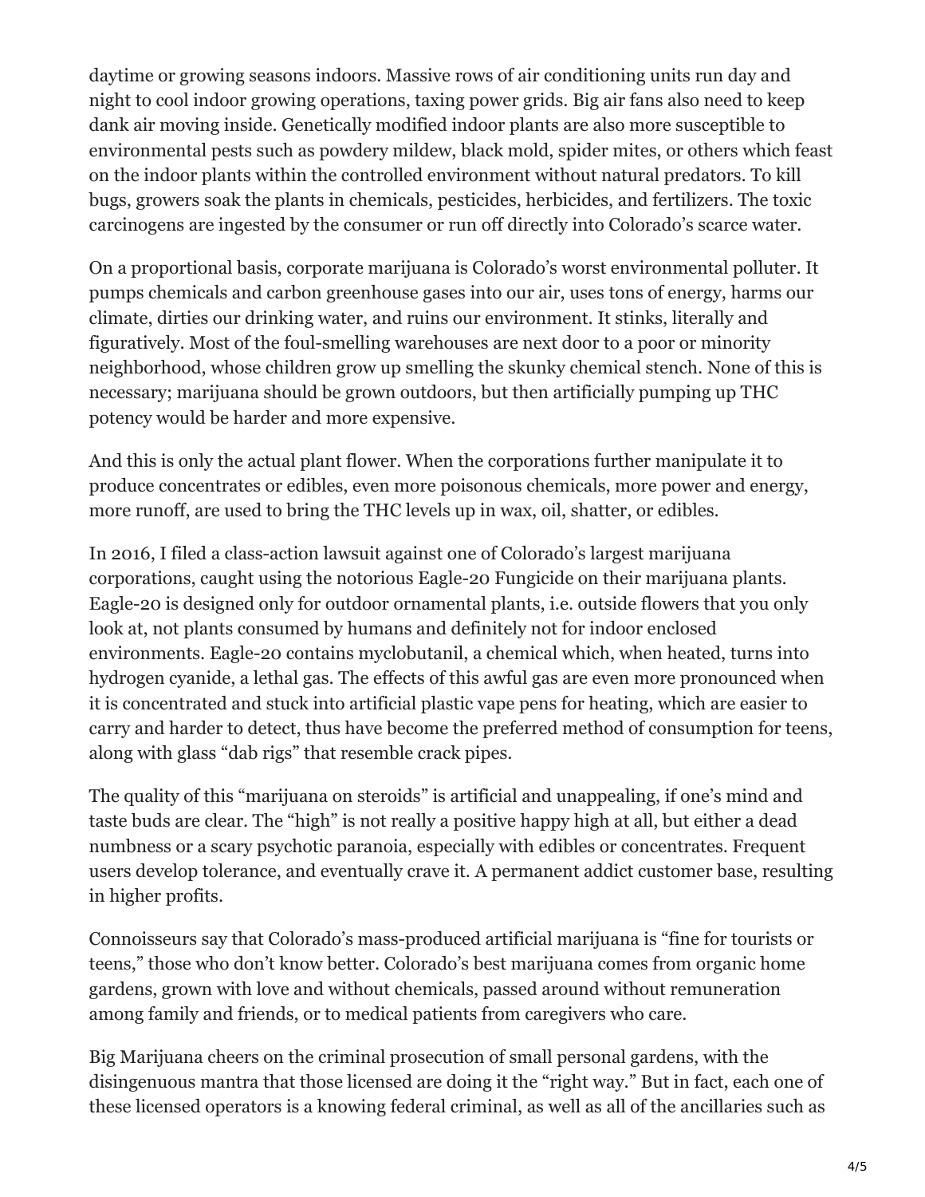daytime or growing seasons indoors. Massive rows of air conditioning units run day and night to cool indoor growing operations, taxing power grids. Big air fans also need to keep dank air moving inside. Genetically modified indoor plants are also more susceptible to environmental pests such as powdery mildew, black mold, spider mites, or others which feast on the indoor plants within the controlled environment without natural predators. To kill bugs, growers soak the plants in chemicals, pesticides, herbicides, and fertilizers. The toxic carcinogens are ingested by the consumer or run off directly into Colorado's scarce water.

On a proportional basis, corporate marijuana is Colorado's worst environmental polluter. It pumps chemicals and carbon greenhouse gases into our air, uses tons of energy, harms our climate, dirties our drinking water, and ruins our environment. It stinks, literally and figuratively. Most of the foul-smelling warehouses are next door to a poor or minority neighborhood, whose children grow up smelling the skunky chemical stench. None of this is necessary; marijuana should be grown outdoors, but then artificially pumping up THC potency would be harder and more expensive.

And this is only the actual plant flower. When the corporations further manipulate it to produce concentrates or edibles, even more poisonous chemicals, more power and energy, more runoff, are used to bring the THC levels up in wax, oil, shatter, or edibles.

In 2016, I filed a class-action lawsuit against one of Colorado's largest marijuana corporations, caught using the notorious Eagle-20 Fungicide on their marijuana plants. Eagle-20 is designed only for outdoor ornamental plants, i.e. outside flowers that you only look at, not plants consumed by humans and definitely not for indoor enclosed environments. Eagle-20 contains myclobutanil, a chemical which, when heated, turns into hydrogen cyanide, a lethal gas. The effects of this awful gas are even more pronounced when it is concentrated and stuck into artificial plastic vape pens for heating, which are easier to carry and harder to detect, thus have become the preferred method of consumption for teens, along with glass "dab rigs" that resemble crack pipes.

The quality of this "marijuana on steroids" is artificial and unappealing, if one's mind and taste buds are clear. The "high" is not really a positive happy high at all, but either a dead numbness or a scary psychotic paranoia, especially with edibles or concentrates. Frequent users develop tolerance, and eventually crave it. A permanent addict customer base, resulting in higher profits.

Connoisseurs say that Colorado's mass-produced artificial marijuana is "fine for tourists or teens," those who don't know better. Colorado's best marijuana comes from organic home gardens, grown with love and without chemicals, passed around without remuneration among family and friends, or to medical patients from caregivers who care.

Big Marijuana cheers on the criminal prosecution of small personal gardens, with the disingenuous mantra that those licensed are doing it the "right way." But in fact, each one of these licensed operators is a knowing federal criminal, as well as all of the ancillaries such as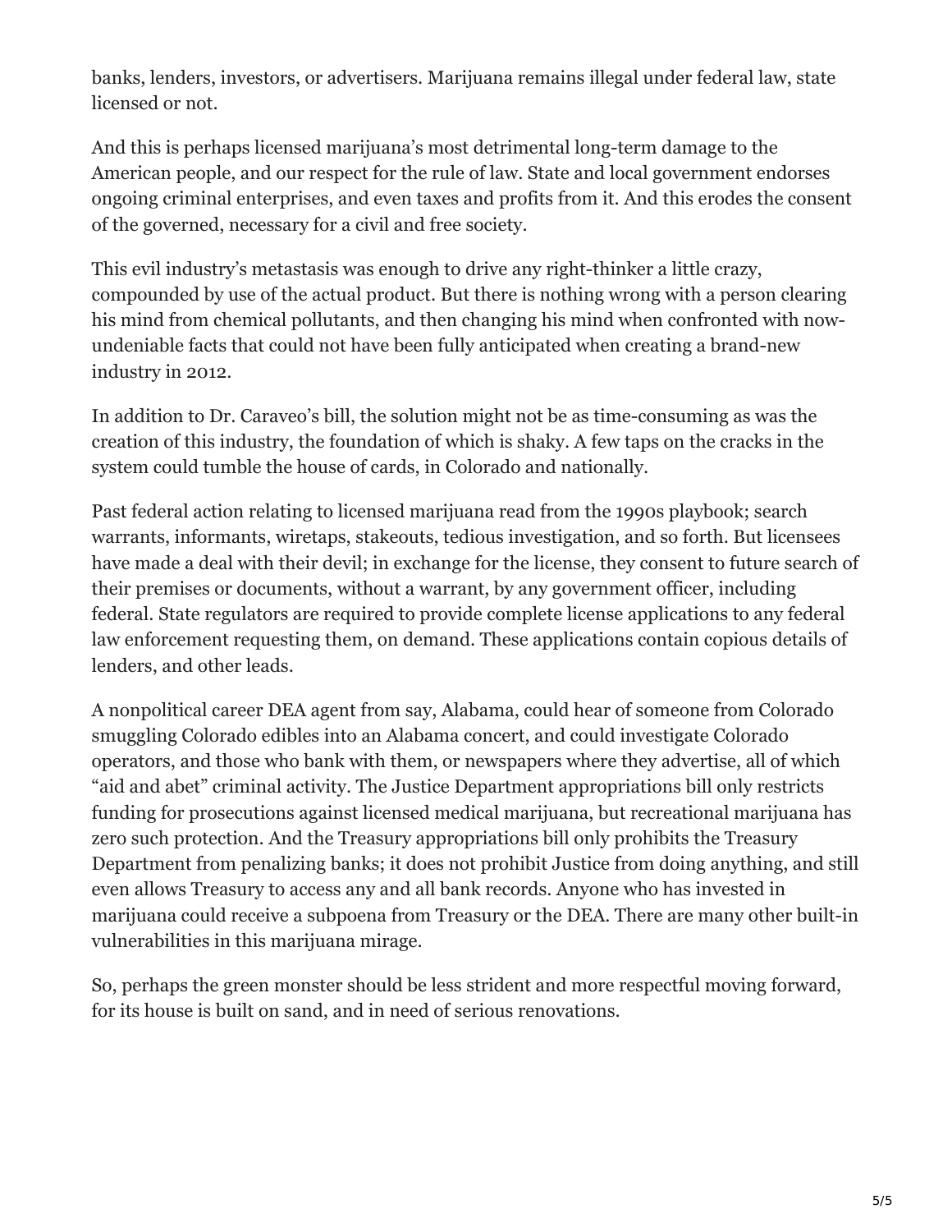banks, lenders, investors, or advertisers. Marijuana remains illegal under federal law, state licensed or not.

And this is perhaps licensed marijuana's most detrimental long-term damage to the American people, and our respect for the rule of law. State and local government endorses ongoing criminal enterprises, and even taxes and profits from it. And this erodes the consent of the governed, necessary for a civil and free society.

This evil industry's metastasis was enough to drive any right-thinker a little crazy, compounded by use of the actual product. But there is nothing wrong with a person clearing his mind from chemical pollutants, and then changing his mind when confronted with now-undeniable facts that could not have been fully anticipated when creating a brand-new industry in 2012.

In addition to Dr. Caraveo's bill, the solution might not be as time-consuming as was the creation of this industry, the foundation of which is shaky. A few taps on the cracks in the system could tumble the house of cards, in Colorado and nationally.

Past federal action relating to licensed marijuana read from the 1990s playbook; search warrants, informants, wiretaps, stakeouts, tedious investigation, and so forth. But licensees have made a deal with their devil; in exchange for the license, they consent to future search of their premises or documents, without a warrant, by any government officer, including federal. State regulators are required to provide complete license applications to any federal law enforcement requesting them, on demand. These applications contain copious details of lenders, and other leads.

A nonpolitical career DEA agent from say, Alabama, could hear of someone from Colorado smuggling Colorado edibles into an Alabama concert, and could investigate Colorado operators, and those who bank with them, or newspapers where they advertise, all of which "aid and abet" criminal activity. The Justice Department appropriations bill only restricts funding for prosecutions against licensed medical marijuana, but recreational marijuana has zero such protection. And the Treasury appropriations bill only prohibits the Treasury Department from penalizing banks; it does not prohibit Justice from doing anything, and still even allows Treasury to access any and all bank records. Anyone who has invested in marijuana could receive a subpoena from Treasury or the DEA. There are many other built-in vulnerabilities in this marijuana mirage.

So, perhaps the green monster should be less strident and more respectful moving forward, for its house is built on sand, and in need of serious renovations.